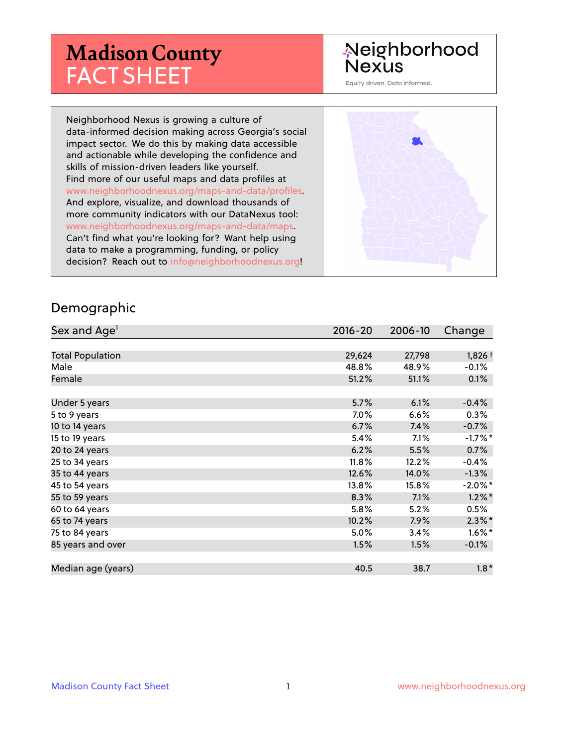# Madison County FACT SHEET

Neighborhood Nexus

Equity driven. Data informed.

Neighborhood Nexus is growing a culture of data-informed decision making across Georgia's social impact sector. We do this by making data accessible and actionable while developing the confidence and skills of mission-driven leaders like yourself. Find more of our useful maps and data profiles at www.neighborhoodnexus.org/maps-and-data/profiles. And explore, visualize, and download thousands of more community indicators with our DataNexus tool: www.neighborhoodnexus.org/maps-and-data/maps. Can't find what you're looking for? Want help using data to make a programming, funding, or policy decision? Reach out to info@neighborhoodnexus.org!

## Demographic

| Sex and Age[1] | 2016-20 | 2006-10 | Change |
|---|---|---|---|
| Total Population | 29,624 | 27,798 | 1,826 † |
| Male | 48.8% | 48.9% | -0.1% |
| Female | 51.2% | 51.1% | 0.1% |
| | | | |
| Under 5 years | 5.7% | 6.1% | -0.4% |
| 5 to 9 years | 7.0% | 6.6% | 0.3% |
| 10 to 14 years | 6.7% | 7.4% | -0.7% |
| 15 to 19 years | 5.4% | 7.1% | -1.7% * |
| 20 to 24 years | 6.2% | 5.5% | 0.7% |
| 25 to 34 years | 11.8% | 12.2% | -0.4% |
| 35 to 44 years | 12.6% | 14.0% | -1.3% |
| 45 to 54 years | 13.8% | 15.8% | -2.0% * |
| 55 to 59 years | 8.3% | 7.1% | 1.2% * |
| 60 to 64 years | 5.8% | 5.2% | 0.5% |
| 65 to 74 years | 10.2% | 7.9% | 2.3% * |
| 75 to 84 years | 5.0% | 3.4% | 1.6% * |
| 85 years and over | 1.5% | 1.5% | -0.1% |
| | | | |
| Median age (years) | 40.5 | 38.7 | 1.8 * |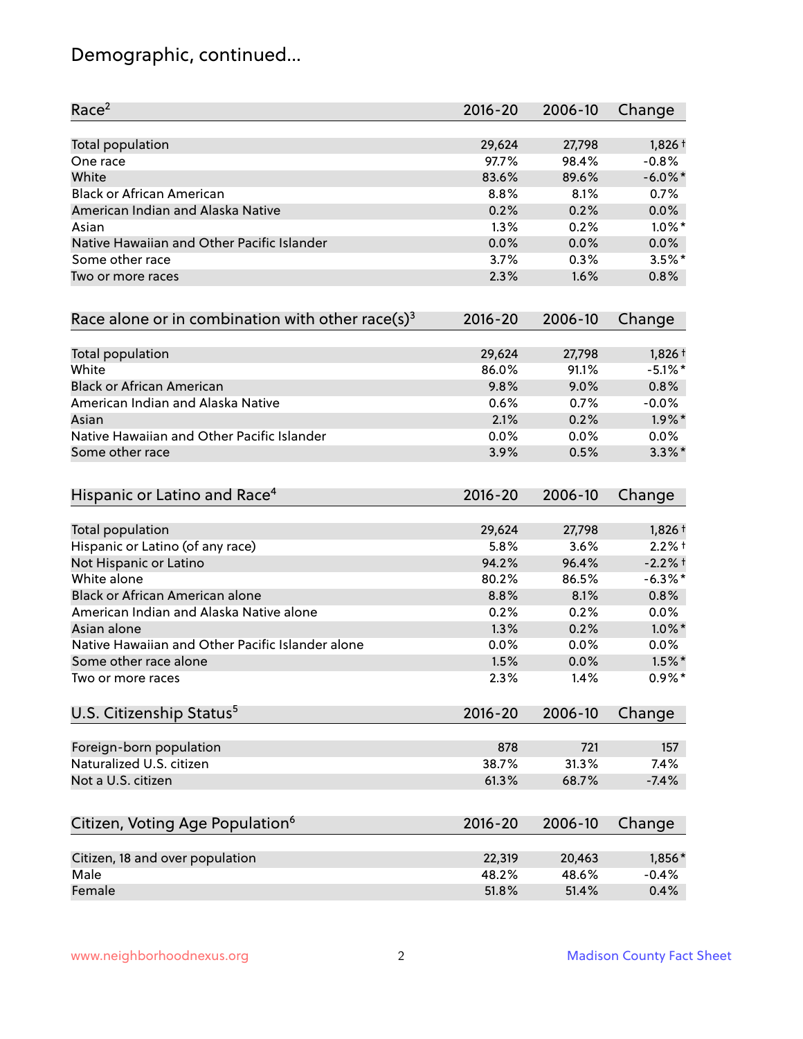## Demographic, continued...

| Race[2] | 2016-20 | 2006-10 | Change |
| --- | --- | --- | --- |
| Total population | 29,624 | 27,798 | 1,826† |
| One race | 97.7% | 98.4% | -0.8% |
| White | 83.6% | 89.6% | -6.0%* |
| Black or African American | 8.8% | 8.1% | 0.7% |
| American Indian and Alaska Native | 0.2% | 0.2% | 0.0% |
| Asian | 1.3% | 0.2% | 1.0%* |
| Native Hawaiian and Other Pacific Islander | 0.0% | 0.0% | 0.0% |
| Some other race | 3.7% | 0.3% | 3.5%* |
| Two or more races | 2.3% | 1.6% | 0.8% |

| Race alone or in combination with other race(s)[3] | 2016-20 | 2006-10 | Change |
| --- | --- | --- | --- |
| Total population | 29,624 | 27,798 | 1,826† |
| White | 86.0% | 91.1% | -5.1%* |
| Black or African American | 9.8% | 9.0% | 0.8% |
| American Indian and Alaska Native | 0.6% | 0.7% | -0.0% |
| Asian | 2.1% | 0.2% | 1.9%* |
| Native Hawaiian and Other Pacific Islander | 0.0% | 0.0% | 0.0% |
| Some other race | 3.9% | 0.5% | 3.3%* |

| Hispanic or Latino and Race[4] | 2016-20 | 2006-10 | Change |
| --- | --- | --- | --- |
| Total population | 29,624 | 27,798 | 1,826† |
| Hispanic or Latino (of any race) | 5.8% | 3.6% | 2.2%† |
| Not Hispanic or Latino | 94.2% | 96.4% | -2.2%† |
| White alone | 80.2% | 86.5% | -6.3%* |
| Black or African American alone | 8.8% | 8.1% | 0.8% |
| American Indian and Alaska Native alone | 0.2% | 0.2% | 0.0% |
| Asian alone | 1.3% | 0.2% | 1.0%* |
| Native Hawaiian and Other Pacific Islander alone | 0.0% | 0.0% | 0.0% |
| Some other race alone | 1.5% | 0.0% | 1.5%* |
| Two or more races | 2.3% | 1.4% | 0.9%* |

| U.S. Citizenship Status[5] | 2016-20 | 2006-10 | Change |
| --- | --- | --- | --- |
| Foreign-born population | 878 | 721 | 157 |
| Naturalized U.S. citizen | 38.7% | 31.3% | 7.4% |
| Not a U.S. citizen | 61.3% | 68.7% | -7.4% |

| Citizen, Voting Age Population[6] | 2016-20 | 2006-10 | Change |
| --- | --- | --- | --- |
| Citizen, 18 and over population | 22,319 | 20,463 | 1,856* |
| Male | 48.2% | 48.6% | -0.4% |
| Female | 51.8% | 51.4% | 0.4% |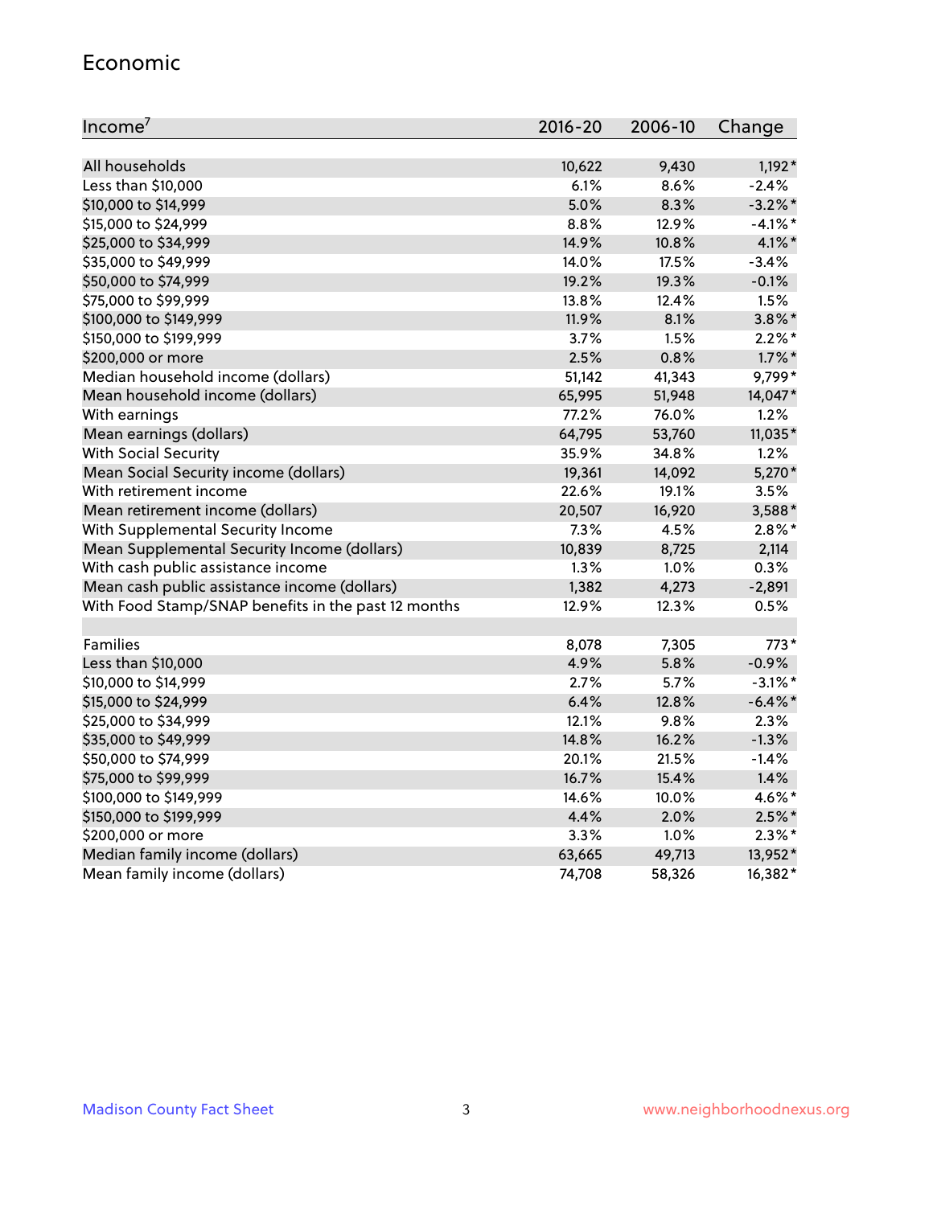## Economic

| Income[7] | 2016-20 | 2006-10 | Change |
|---|---|---|---|
| All households | 10,622 | 9,430 | 1,192* |
| Less than $10,000 | 6.1% | 8.6% | -2.4% |
| $10,000 to $14,999 | 5.0% | 8.3% | -3.2%* |
| $15,000 to $24,999 | 8.8% | 12.9% | -4.1%* |
| $25,000 to $34,999 | 14.9% | 10.8% | 4.1%* |
| $35,000 to $49,999 | 14.0% | 17.5% | -3.4% |
| $50,000 to $74,999 | 19.2% | 19.3% | -0.1% |
| $75,000 to $99,999 | 13.8% | 12.4% | 1.5% |
| $100,000 to $149,999 | 11.9% | 8.1% | 3.8%* |
| $150,000 to $199,999 | 3.7% | 1.5% | 2.2%* |
| $200,000 or more | 2.5% | 0.8% | 1.7%* |
| Median household income (dollars) | 51,142 | 41,343 | 9,799* |
| Mean household income (dollars) | 65,995 | 51,948 | 14,047* |
| With earnings | 77.2% | 76.0% | 1.2% |
| Mean earnings (dollars) | 64,795 | 53,760 | 11,035* |
| With Social Security | 35.9% | 34.8% | 1.2% |
| Mean Social Security income (dollars) | 19,361 | 14,092 | 5,270* |
| With retirement income | 22.6% | 19.1% | 3.5% |
| Mean retirement income (dollars) | 20,507 | 16,920 | 3,588* |
| With Supplemental Security Income | 7.3% | 4.5% | 2.8%* |
| Mean Supplemental Security Income (dollars) | 10,839 | 8,725 | 2,114 |
| With cash public assistance income | 1.3% | 1.0% | 0.3% |
| Mean cash public assistance income (dollars) | 1,382 | 4,273 | -2,891 |
| With Food Stamp/SNAP benefits in the past 12 months | 12.9% | 12.3% | 0.5% |
| | | | |
| Families | 8,078 | 7,305 | 773* |
| Less than $10,000 | 4.9% | 5.8% | -0.9% |
| $10,000 to $14,999 | 2.7% | 5.7% | -3.1%* |
| $15,000 to $24,999 | 6.4% | 12.8% | -6.4%* |
| $25,000 to $34,999 | 12.1% | 9.8% | 2.3% |
| $35,000 to $49,999 | 14.8% | 16.2% | -1.3% |
| $50,000 to $74,999 | 20.1% | 21.5% | -1.4% |
| $75,000 to $99,999 | 16.7% | 15.4% | 1.4% |
| $100,000 to $149,999 | 14.6% | 10.0% | 4.6%* |
| $150,000 to $199,999 | 4.4% | 2.0% | 2.5%* |
| $200,000 or more | 3.3% | 1.0% | 2.3%* |
| Median family income (dollars) | 63,665 | 49,713 | 13,952* |
| Mean family income (dollars) | 74,708 | 58,326 | 16,382* |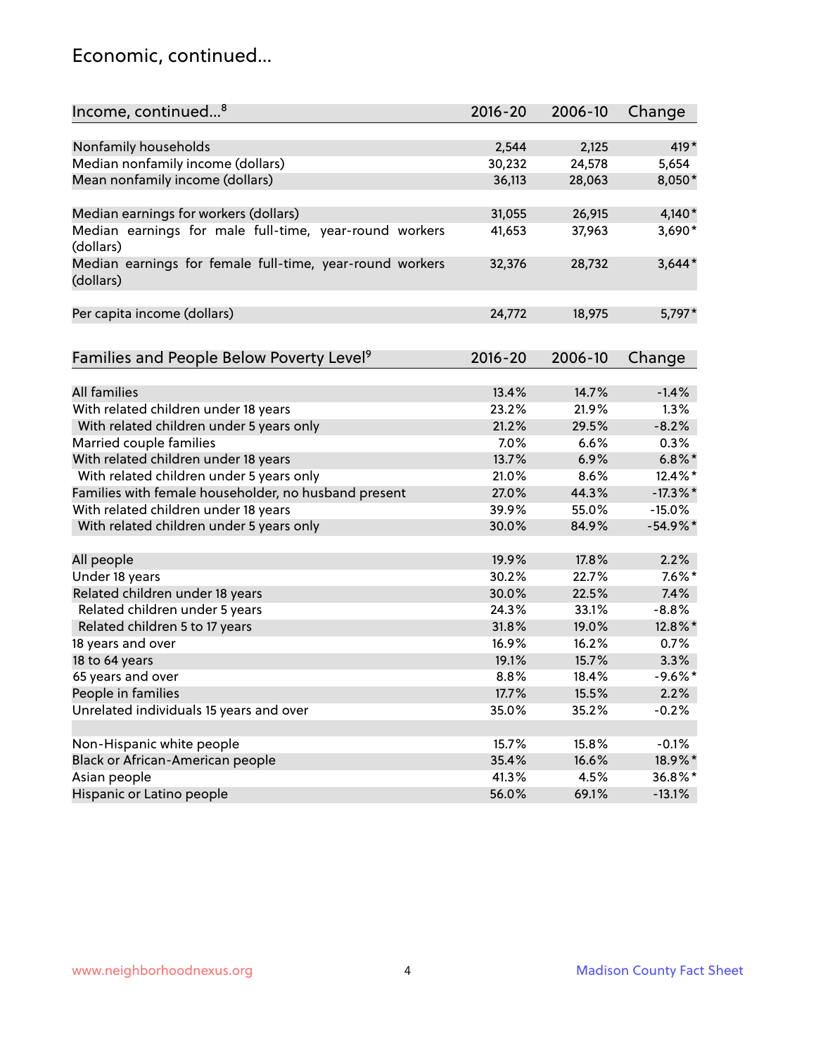## Economic, continued...

| Income, continued...[8] | 2016-20 | 2006-10 | Change |
|---|---|---|---|
| Nonfamily households | 2,544 | 2,125 | 419* |
| Median nonfamily income (dollars) | 30,232 | 24,578 | 5,654 |
| Mean nonfamily income (dollars) | 36,113 | 28,063 | 8,050* |
| Median earnings for workers (dollars) | 31,055 | 26,915 | 4,140* |
| Median earnings for male full-time, year-round workers (dollars) | 41,653 | 37,963 | 3,690* |
| Median earnings for female full-time, year-round workers (dollars) | 32,376 | 28,732 | 3,644* |
| Per capita income (dollars) | 24,772 | 18,975 | 5,797* |

| Families and People Below Poverty Level[9] | 2016-20 | 2006-10 | Change |
|---|---|---|---|
| All families | 13.4% | 14.7% | -1.4% |
| With related children under 18 years | 23.2% | 21.9% | 1.3% |
| With related children under 5 years only | 21.2% | 29.5% | -8.2% |
| Married couple families | 7.0% | 6.6% | 0.3% |
| With related children under 18 years | 13.7% | 6.9% | 6.8%* |
| With related children under 5 years only | 21.0% | 8.6% | 12.4%* |
| Families with female householder, no husband present | 27.0% | 44.3% | -17.3%* |
| With related children under 18 years | 39.9% | 55.0% | -15.0% |
| With related children under 5 years only | 30.0% | 84.9% | -54.9%* |
| All people | 19.9% | 17.8% | 2.2% |
| Under 18 years | 30.2% | 22.7% | 7.6%* |
| Related children under 18 years | 30.0% | 22.5% | 7.4% |
| Related children under 5 years | 24.3% | 33.1% | -8.8% |
| Related children 5 to 17 years | 31.8% | 19.0% | 12.8%* |
| 18 years and over | 16.9% | 16.2% | 0.7% |
| 18 to 64 years | 19.1% | 15.7% | 3.3% |
| 65 years and over | 8.8% | 18.4% | -9.6%* |
| People in families | 17.7% | 15.5% | 2.2% |
| Unrelated individuals 15 years and over | 35.0% | 35.2% | -0.2% |
| Non-Hispanic white people | 15.7% | 15.8% | -0.1% |
| Black or African-American people | 35.4% | 16.6% | 18.9%* |
| Asian people | 41.3% | 4.5% | 36.8%* |
| Hispanic or Latino people | 56.0% | 69.1% | -13.1% |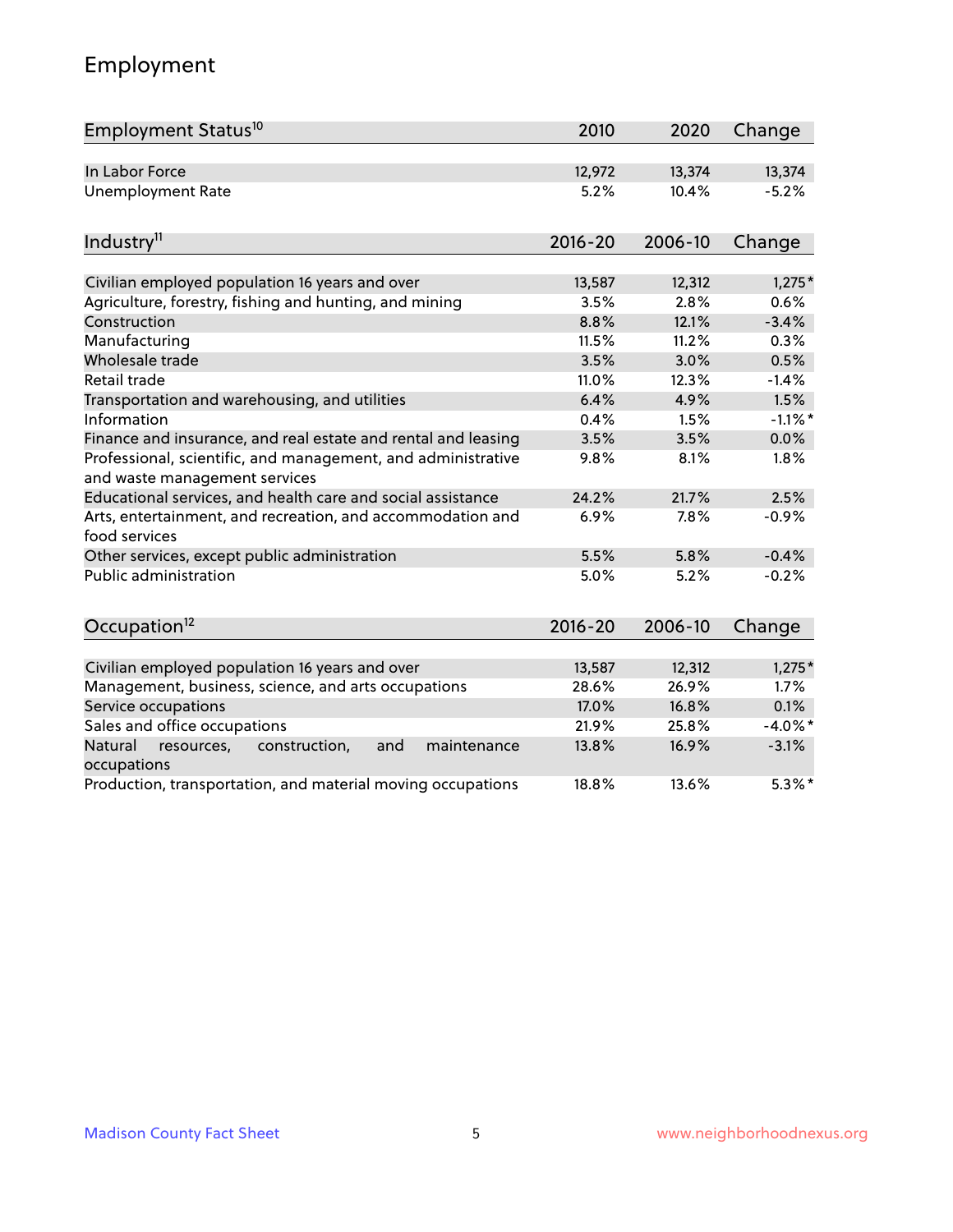## Employment

| Employment Status[10] | 2010 | 2020 | Change |
|---|---|---|---|
| In Labor Force | 12,972 | 13,374 | 13,374 |
| Unemployment Rate | 5.2% | 10.4% | -5.2% |

| Industry[11] | 2016-20 | 2006-10 | Change |
|---|---|---|---|
| Civilian employed population 16 years and over | 13,587 | 12,312 | 1,275* |
| Agriculture, forestry, fishing and hunting, and mining | 3.5% | 2.8% | 0.6% |
| Construction | 8.8% | 12.1% | -3.4% |
| Manufacturing | 11.5% | 11.2% | 0.3% |
| Wholesale trade | 3.5% | 3.0% | 0.5% |
| Retail trade | 11.0% | 12.3% | -1.4% |
| Transportation and warehousing, and utilities | 6.4% | 4.9% | 1.5% |
| Information | 0.4% | 1.5% | -1.1%* |
| Finance and insurance, and real estate and rental and leasing | 3.5% | 3.5% | 0.0% |
| Professional, scientific, and management, and administrative and waste management services | 9.8% | 8.1% | 1.8% |
| Educational services, and health care and social assistance | 24.2% | 21.7% | 2.5% |
| Arts, entertainment, and recreation, and accommodation and food services | 6.9% | 7.8% | -0.9% |
| Other services, except public administration | 5.5% | 5.8% | -0.4% |
| Public administration | 5.0% | 5.2% | -0.2% |

| Occupation[12] | 2016-20 | 2006-10 | Change |
|---|---|---|---|
| Civilian employed population 16 years and over | 13,587 | 12,312 | 1,275* |
| Management, business, science, and arts occupations | 28.6% | 26.9% | 1.7% |
| Service occupations | 17.0% | 16.8% | 0.1% |
| Sales and office occupations | 21.9% | 25.8% | -4.0%* |
| Natural resources, construction, and maintenance occupations | 13.8% | 16.9% | -3.1% |
| Production, transportation, and material moving occupations | 18.8% | 13.6% | 5.3%* |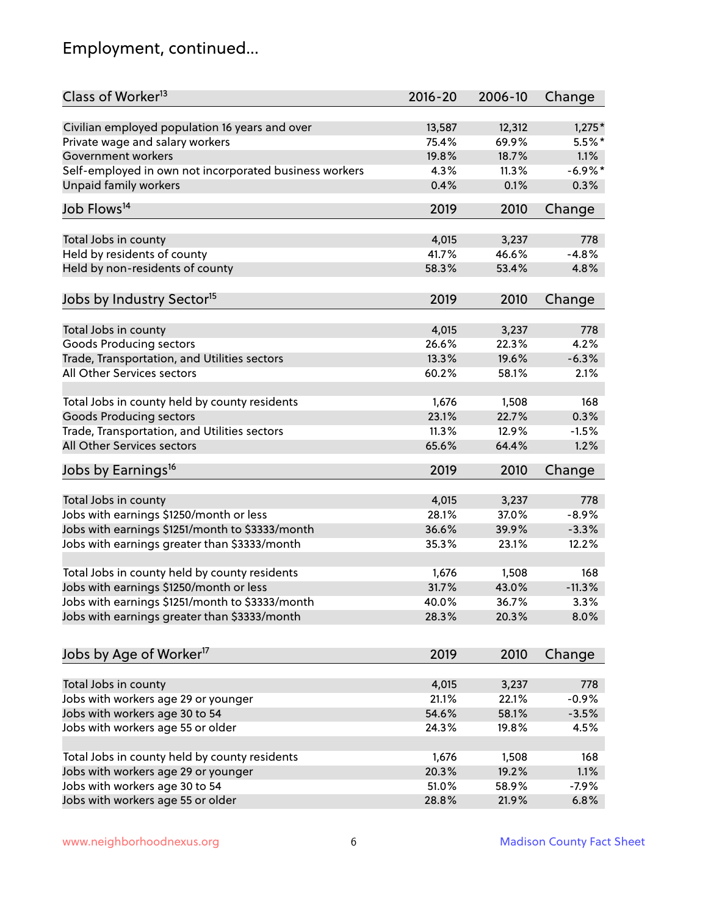## Employment, continued...

| Class of Worker[13] | 2016-20 | 2006-10 | Change |
|---|---|---|---|
| Civilian employed population 16 years and over | 13,587 | 12,312 | 1,275* |
| Private wage and salary workers | 75.4% | 69.9% | 5.5%* |
| Government workers | 19.8% | 18.7% | 1.1% |
| Self-employed in own not incorporated business workers | 4.3% | 11.3% | -6.9%* |
| Unpaid family workers | 0.4% | 0.1% | 0.3% |

| Job Flows[14] | 2019 | 2010 | Change |
|---|---|---|---|
| Total Jobs in county | 4,015 | 3,237 | 778 |
| Held by residents of county | 41.7% | 46.6% | -4.8% |
| Held by non-residents of county | 58.3% | 53.4% | 4.8% |

| Jobs by Industry Sector[15] | 2019 | 2010 | Change |
|---|---|---|---|
| Total Jobs in county | 4,015 | 3,237 | 778 |
| Goods Producing sectors | 26.6% | 22.3% | 4.2% |
| Trade, Transportation, and Utilities sectors | 13.3% | 19.6% | -6.3% |
| All Other Services sectors | 60.2% | 58.1% | 2.1% |
| | | | |
| Total Jobs in county held by county residents | 1,676 | 1,508 | 168 |
| Goods Producing sectors | 23.1% | 22.7% | 0.3% |
| Trade, Transportation, and Utilities sectors | 11.3% | 12.9% | -1.5% |
| All Other Services sectors | 65.6% | 64.4% | 1.2% |

| Jobs by Earnings[16] | 2019 | 2010 | Change |
|---|---|---|---|
| Total Jobs in county | 4,015 | 3,237 | 778 |
| Jobs with earnings $1250/month or less | 28.1% | 37.0% | -8.9% |
| Jobs with earnings $1251/month to $3333/month | 36.6% | 39.9% | -3.3% |
| Jobs with earnings greater than $3333/month | 35.3% | 23.1% | 12.2% |
| | | | |
| Total Jobs in county held by county residents | 1,676 | 1,508 | 168 |
| Jobs with earnings $1250/month or less | 31.7% | 43.0% | -11.3% |
| Jobs with earnings $1251/month to $3333/month | 40.0% | 36.7% | 3.3% |
| Jobs with earnings greater than $3333/month | 28.3% | 20.3% | 8.0% |

| Jobs by Age of Worker[17] | 2019 | 2010 | Change |
|---|---|---|---|
| Total Jobs in county | 4,015 | 3,237 | 778 |
| Jobs with workers age 29 or younger | 21.1% | 22.1% | -0.9% |
| Jobs with workers age 30 to 54 | 54.6% | 58.1% | -3.5% |
| Jobs with workers age 55 or older | 24.3% | 19.8% | 4.5% |
| | | | |
| Total Jobs in county held by county residents | 1,676 | 1,508 | 168 |
| Jobs with workers age 29 or younger | 20.3% | 19.2% | 1.1% |
| Jobs with workers age 30 to 54 | 51.0% | 58.9% | -7.9% |
| Jobs with workers age 55 or older | 28.8% | 21.9% | 6.8% |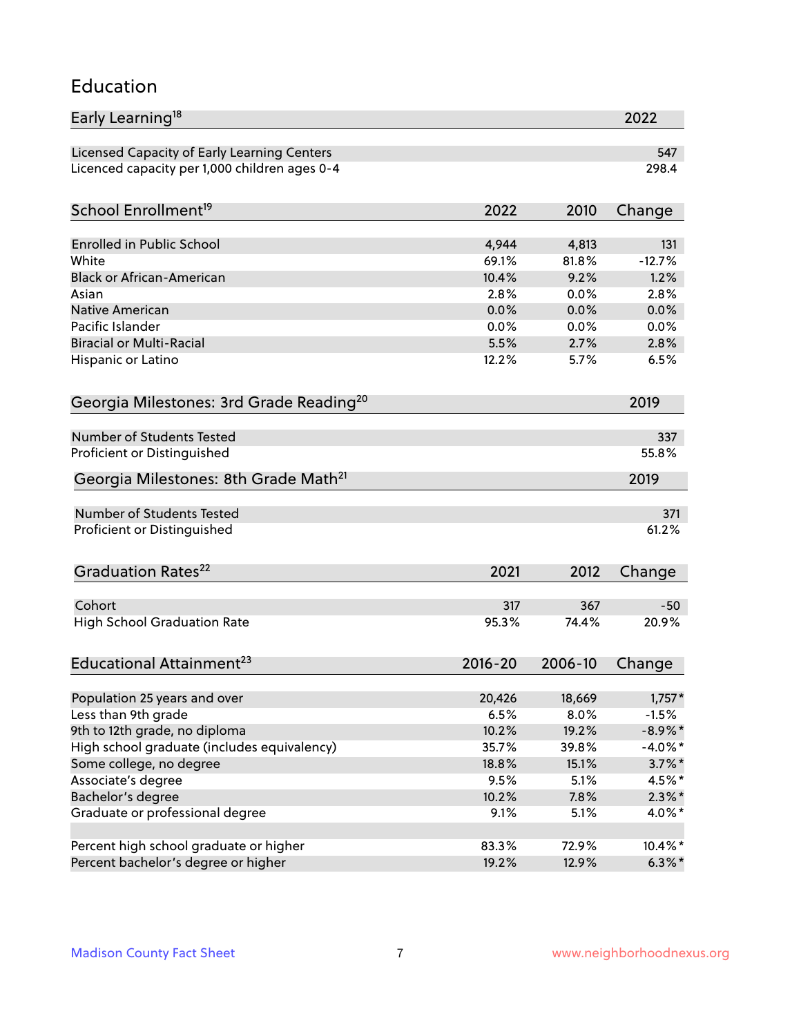## Education

| Early Learning[18] | 2022 |
|---|---|
| Licensed Capacity of Early Learning Centers | 547 |
| Licenced capacity per 1,000 children ages 0-4 | 298.4 |

| School Enrollment[19] | 2022 | 2010 | Change |
|---|---|---|---|
| Enrolled in Public School | 4,944 | 4,813 | 131 |
| White | 69.1% | 81.8% | -12.7% |
| Black or African-American | 10.4% | 9.2% | 1.2% |
| Asian | 2.8% | 0.0% | 2.8% |
| Native American | 0.0% | 0.0% | 0.0% |
| Pacific Islander | 0.0% | 0.0% | 0.0% |
| Biracial or Multi-Racial | 5.5% | 2.7% | 2.8% |
| Hispanic or Latino | 12.2% | 5.7% | 6.5% |

| Georgia Milestones: 3rd Grade Reading[20] | 2019 |
|---|---|
| Number of Students Tested | 337 |
| Proficient or Distinguished | 55.8% |

| Georgia Milestones: 8th Grade Math[21] | 2019 |
|---|---|
| Number of Students Tested | 371 |
| Proficient or Distinguished | 61.2% |

| Graduation Rates[22] | 2021 | 2012 | Change |
|---|---|---|---|
| Cohort | 317 | 367 | -50 |
| High School Graduation Rate | 95.3% | 74.4% | 20.9% |

| Educational Attainment[23] | 2016-20 | 2006-10 | Change |
|---|---|---|---|
| Population 25 years and over | 20,426 | 18,669 | 1,757* |
| Less than 9th grade | 6.5% | 8.0% | -1.5% |
| 9th to 12th grade, no diploma | 10.2% | 19.2% | -8.9%* |
| High school graduate (includes equivalency) | 35.7% | 39.8% | -4.0%* |
| Some college, no degree | 18.8% | 15.1% | 3.7%* |
| Associate's degree | 9.5% | 5.1% | 4.5%* |
| Bachelor's degree | 10.2% | 7.8% | 2.3%* |
| Graduate or professional degree | 9.1% | 5.1% | 4.0%* |
| | | | |
| Percent high school graduate or higher | 83.3% | 72.9% | 10.4%* |
| Percent bachelor's degree or higher | 19.2% | 12.9% | 6.3%* |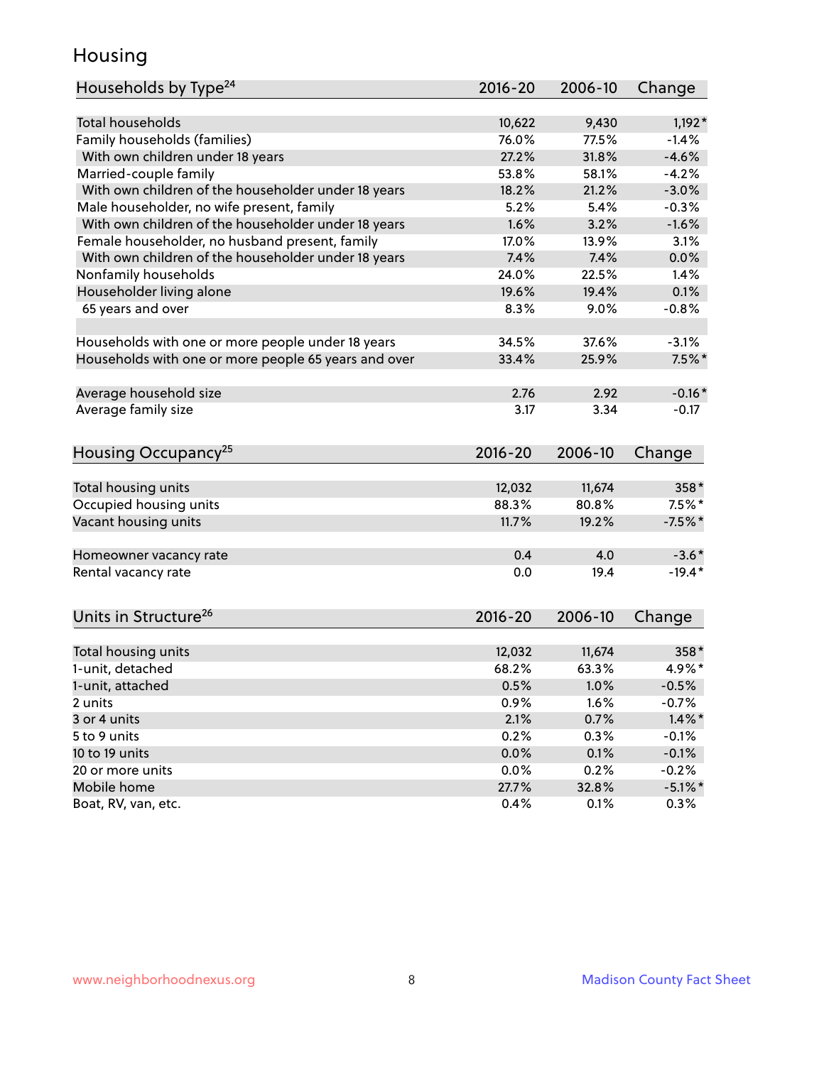# Housing

| Households by Type[24] | 2016-20 | 2006-10 | Change |
|---|---|---|---|
| Total households | 10,622 | 9,430 | 1,192* |
| Family households (families) | 76.0% | 77.5% | -1.4% |
| With own children under 18 years | 27.2% | 31.8% | -4.6% |
| Married-couple family | 53.8% | 58.1% | -4.2% |
| With own children of the householder under 18 years | 18.2% | 21.2% | -3.0% |
| Male householder, no wife present, family | 5.2% | 5.4% | -0.3% |
| With own children of the householder under 18 years | 1.6% | 3.2% | -1.6% |
| Female householder, no husband present, family | 17.0% | 13.9% | 3.1% |
| With own children of the householder under 18 years | 7.4% | 7.4% | 0.0% |
| Nonfamily households | 24.0% | 22.5% | 1.4% |
| Householder living alone | 19.6% | 19.4% | 0.1% |
| 65 years and over | 8.3% | 9.0% | -0.8% |
| Households with one or more people under 18 years | 34.5% | 37.6% | -3.1% |
| Households with one or more people 65 years and over | 33.4% | 25.9% | 7.5%* |
| Average household size | 2.76 | 2.92 | -0.16* |
| Average family size | 3.17 | 3.34 | -0.17 |

| Housing Occupancy[25] | 2016-20 | 2006-10 | Change |
|---|---|---|---|
| Total housing units | 12,032 | 11,674 | 358* |
| Occupied housing units | 88.3% | 80.8% | 7.5%* |
| Vacant housing units | 11.7% | 19.2% | -7.5%* |
| Homeowner vacancy rate | 0.4 | 4.0 | -3.6* |
| Rental vacancy rate | 0.0 | 19.4 | -19.4* |

| Units in Structure[26] | 2016-20 | 2006-10 | Change |
|---|---|---|---|
| Total housing units | 12,032 | 11,674 | 358* |
| 1-unit, detached | 68.2% | 63.3% | 4.9%* |
| 1-unit, attached | 0.5% | 1.0% | -0.5% |
| 2 units | 0.9% | 1.6% | -0.7% |
| 3 or 4 units | 2.1% | 0.7% | 1.4%* |
| 5 to 9 units | 0.2% | 0.3% | -0.1% |
| 10 to 19 units | 0.0% | 0.1% | -0.1% |
| 20 or more units | 0.0% | 0.2% | -0.2% |
| Mobile home | 27.7% | 32.8% | -5.1%* |
| Boat, RV, van, etc. | 0.4% | 0.1% | 0.3% |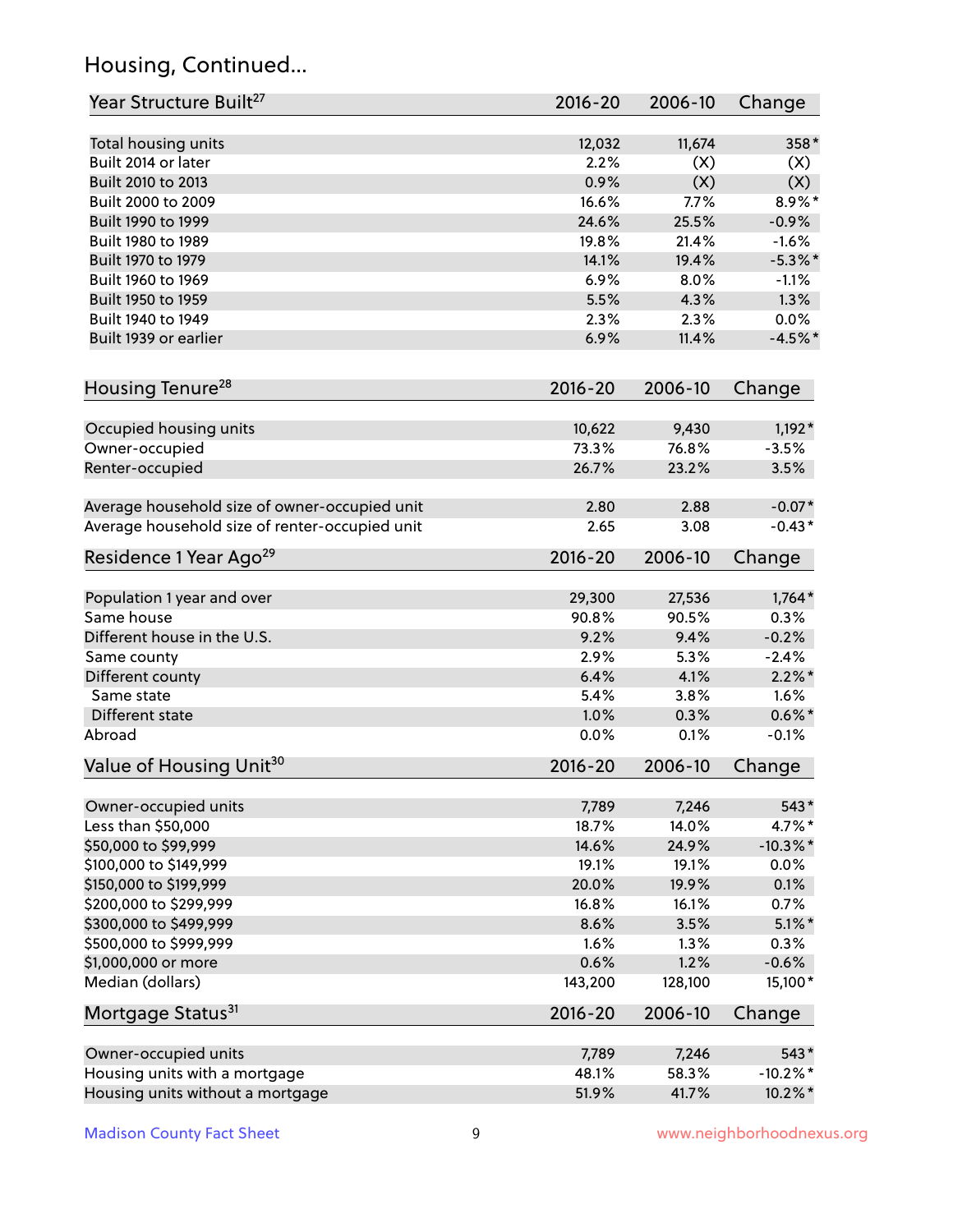## Housing, Continued...

| Year Structure Built[27] | 2016-20 | 2006-10 | Change |
|---|---|---|---|
| Total housing units | 12,032 | 11,674 | 358* |
| Built 2014 or later | 2.2% | (X) | (X) |
| Built 2010 to 2013 | 0.9% | (X) | (X) |
| Built 2000 to 2009 | 16.6% | 7.7% | 8.9%* |
| Built 1990 to 1999 | 24.6% | 25.5% | -0.9% |
| Built 1980 to 1989 | 19.8% | 21.4% | -1.6% |
| Built 1970 to 1979 | 14.1% | 19.4% | -5.3%* |
| Built 1960 to 1969 | 6.9% | 8.0% | -1.1% |
| Built 1950 to 1959 | 5.5% | 4.3% | 1.3% |
| Built 1940 to 1949 | 2.3% | 2.3% | 0.0% |
| Built 1939 or earlier | 6.9% | 11.4% | -4.5%* |

| Housing Tenure[28] | 2016-20 | 2006-10 | Change |
|---|---|---|---|
| Occupied housing units | 10,622 | 9,430 | 1,192* |
| Owner-occupied | 73.3% | 76.8% | -3.5% |
| Renter-occupied | 26.7% | 23.2% | 3.5% |
| Average household size of owner-occupied unit | 2.80 | 2.88 | -0.07* |
| Average household size of renter-occupied unit | 2.65 | 3.08 | -0.43* |

| Residence 1 Year Ago[29] | 2016-20 | 2006-10 | Change |
|---|---|---|---|
| Population 1 year and over | 29,300 | 27,536 | 1,764* |
| Same house | 90.8% | 90.5% | 0.3% |
| Different house in the U.S. | 9.2% | 9.4% | -0.2% |
| Same county | 2.9% | 5.3% | -2.4% |
| Different county | 6.4% | 4.1% | 2.2%* |
| Same state | 5.4% | 3.8% | 1.6% |
| Different state | 1.0% | 0.3% | 0.6%* |
| Abroad | 0.0% | 0.1% | -0.1% |

| Value of Housing Unit[30] | 2016-20 | 2006-10 | Change |
|---|---|---|---|
| Owner-occupied units | 7,789 | 7,246 | 543* |
| Less than $50,000 | 18.7% | 14.0% | 4.7%* |
| $50,000 to $99,999 | 14.6% | 24.9% | -10.3%* |
| $100,000 to $149,999 | 19.1% | 19.1% | 0.0% |
| $150,000 to $199,999 | 20.0% | 19.9% | 0.1% |
| $200,000 to $299,999 | 16.8% | 16.1% | 0.7% |
| $300,000 to $499,999 | 8.6% | 3.5% | 5.1%* |
| $500,000 to $999,999 | 1.6% | 1.3% | 0.3% |
| $1,000,000 or more | 0.6% | 1.2% | -0.6% |
| Median (dollars) | 143,200 | 128,100 | 15,100* |

| Mortgage Status[31] | 2016-20 | 2006-10 | Change |
|---|---|---|---|
| Owner-occupied units | 7,789 | 7,246 | 543* |
| Housing units with a mortgage | 48.1% | 58.3% | -10.2%* |
| Housing units without a mortgage | 51.9% | 41.7% | 10.2%* |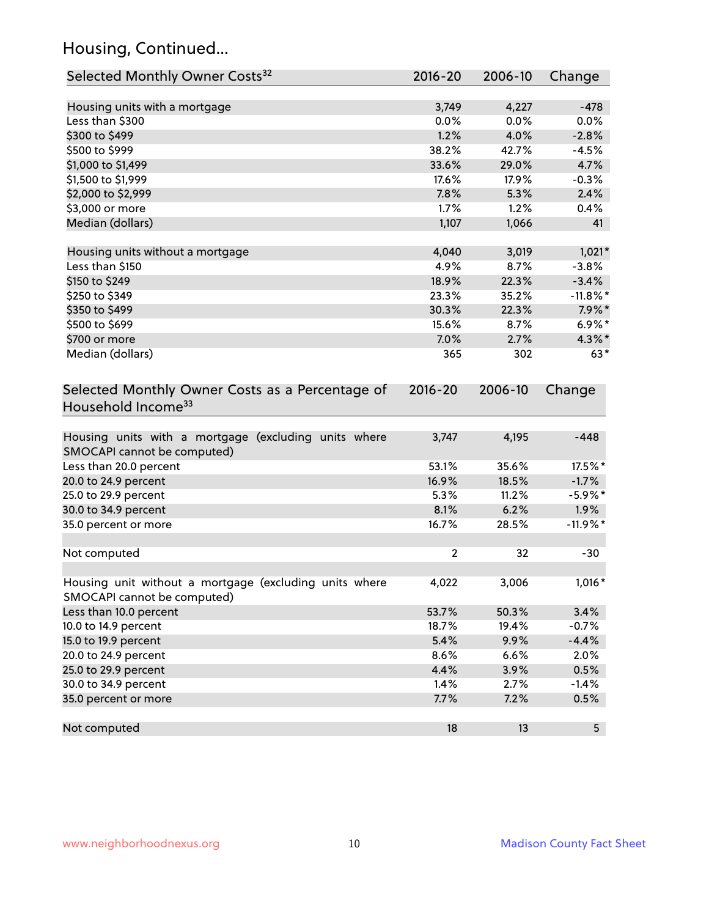## Housing, Continued...

| Selected Monthly Owner Costs[32] | 2016-20 | 2006-10 | Change |
|---|---|---|---|
| Housing units with a mortgage | 3,749 | 4,227 | -478 |
| Less than $300 | 0.0% | 0.0% | 0.0% |
| $300 to $499 | 1.2% | 4.0% | -2.8% |
| $500 to $999 | 38.2% | 42.7% | -4.5% |
| $1,000 to $1,499 | 33.6% | 29.0% | 4.7% |
| $1,500 to $1,999 | 17.6% | 17.9% | -0.3% |
| $2,000 to $2,999 | 7.8% | 5.3% | 2.4% |
| $3,000 or more | 1.7% | 1.2% | 0.4% |
| Median (dollars) | 1,107 | 1,066 | 41 |
| | | | |
| Housing units without a mortgage | 4,040 | 3,019 | 1,021* |
| Less than $150 | 4.9% | 8.7% | -3.8% |
| $150 to $249 | 18.9% | 22.3% | -3.4% |
| $250 to $349 | 23.3% | 35.2% | -11.8%* |
| $350 to $499 | 30.3% | 22.3% | 7.9%* |
| $500 to $699 | 15.6% | 8.7% | 6.9%* |
| $700 or more | 7.0% | 2.7% | 4.3%* |
| Median (dollars) | 365 | 302 | 63* |

| Selected Monthly Owner Costs as a Percentage of Household Income[33] | 2016-20 | 2006-10 | Change |
|---|---|---|---|
| Housing units with a mortgage (excluding units where SMOCAPI cannot be computed) | 3,747 | 4,195 | -448 |
| Less than 20.0 percent | 53.1% | 35.6% | 17.5%* |
| 20.0 to 24.9 percent | 16.9% | 18.5% | -1.7% |
| 25.0 to 29.9 percent | 5.3% | 11.2% | -5.9%* |
| 30.0 to 34.9 percent | 8.1% | 6.2% | 1.9% |
| 35.0 percent or more | 16.7% | 28.5% | -11.9%* |
| | | | |
| Not computed | 2 | 32 | -30 |
| | | | |
| Housing unit without a mortgage (excluding units where SMOCAPI cannot be computed) | 4,022 | 3,006 | 1,016* |
| Less than 10.0 percent | 53.7% | 50.3% | 3.4% |
| 10.0 to 14.9 percent | 18.7% | 19.4% | -0.7% |
| 15.0 to 19.9 percent | 5.4% | 9.9% | -4.4% |
| 20.0 to 24.9 percent | 8.6% | 6.6% | 2.0% |
| 25.0 to 29.9 percent | 4.4% | 3.9% | 0.5% |
| 30.0 to 34.9 percent | 1.4% | 2.7% | -1.4% |
| 35.0 percent or more | 7.7% | 7.2% | 0.5% |
| | | | |
| Not computed | 18 | 13 | 5 |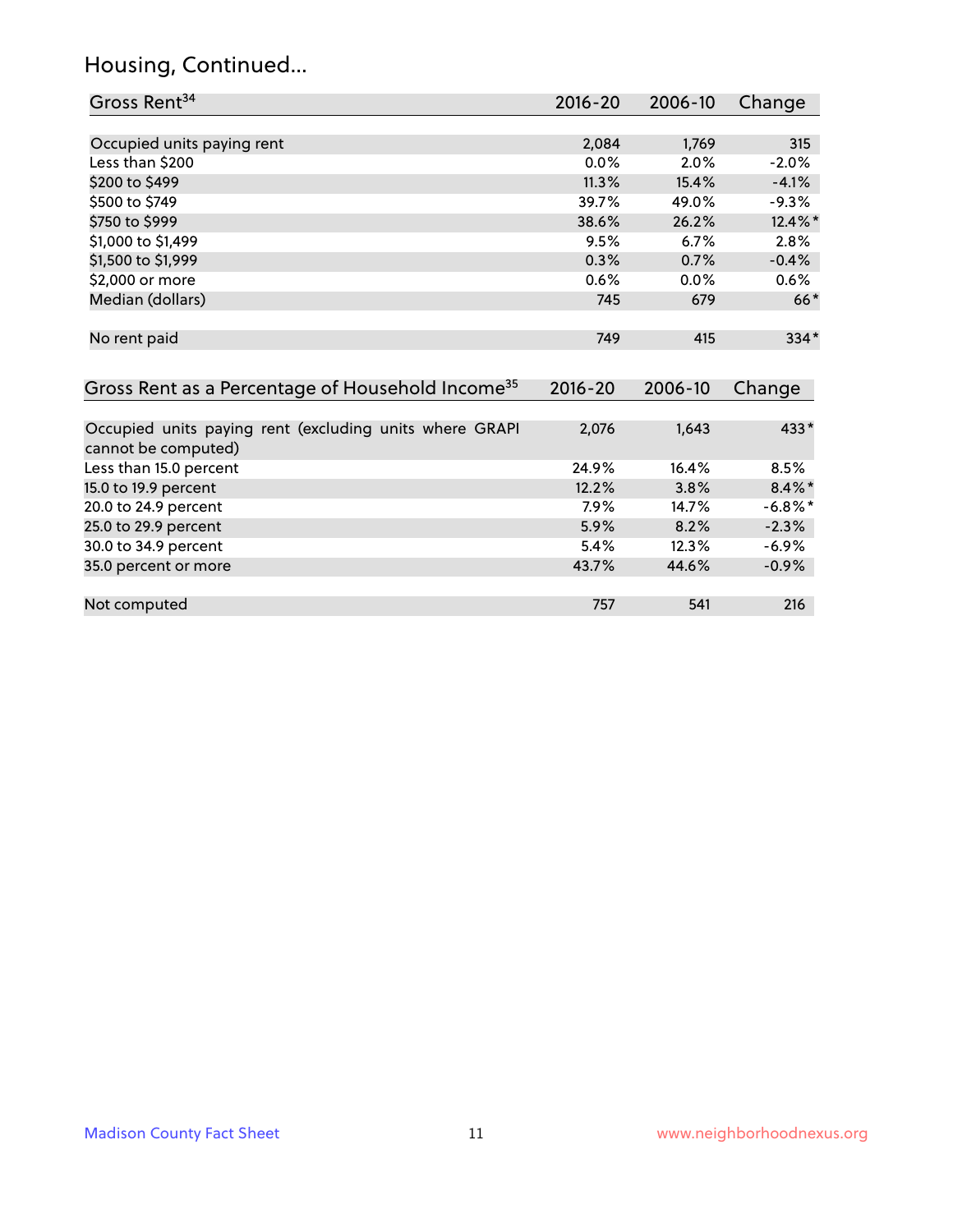## Housing, Continued...

| Gross Rent[34] | 2016-20 | 2006-10 | Change |
|---|---|---|---|
| Occupied units paying rent | 2,084 | 1,769 | 315 |
| Less than $200 | 0.0% | 2.0% | -2.0% |
| $200 to $499 | 11.3% | 15.4% | -4.1% |
| $500 to $749 | 39.7% | 49.0% | -9.3% |
| $750 to $999 | 38.6% | 26.2% | 12.4%* |
| $1,000 to $1,499 | 9.5% | 6.7% | 2.8% |
| $1,500 to $1,999 | 0.3% | 0.7% | -0.4% |
| $2,000 or more | 0.6% | 0.0% | 0.6% |
| Median (dollars) | 745 | 679 | 66* |
| No rent paid | 749 | 415 | 334* |

| Gross Rent as a Percentage of Household Income[35] | 2016-20 | 2006-10 | Change |
|---|---|---|---|
| Occupied units paying rent (excluding units where GRAPI cannot be computed) | 2,076 | 1,643 | 433* |
| Less than 15.0 percent | 24.9% | 16.4% | 8.5% |
| 15.0 to 19.9 percent | 12.2% | 3.8% | 8.4%* |
| 20.0 to 24.9 percent | 7.9% | 14.7% | -6.8%* |
| 25.0 to 29.9 percent | 5.9% | 8.2% | -2.3% |
| 30.0 to 34.9 percent | 5.4% | 12.3% | -6.9% |
| 35.0 percent or more | 43.7% | 44.6% | -0.9% |
| Not computed | 757 | 541 | 216 |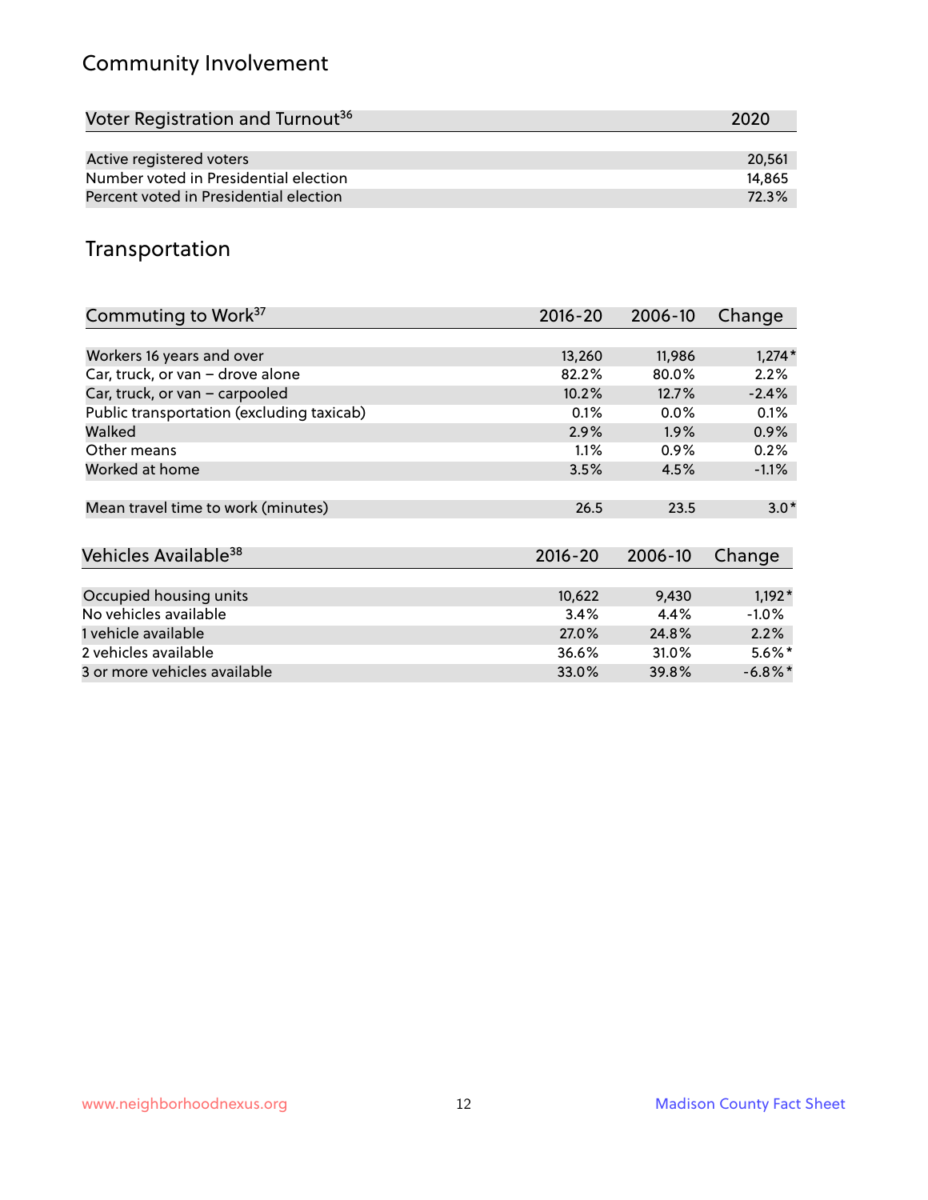## Community Involvement

| Voter Registration and Turnout[36] | 2020 |
|---|---|
| Active registered voters | 20,561 |
| Number voted in Presidential election | 14,865 |
| Percent voted in Presidential election | 72.3% |

## Transportation

| Commuting to Work[37] | 2016-20 | 2006-10 | Change |
|---|---|---|---|
| Workers 16 years and over | 13,260 | 11,986 | 1,274* |
| Car, truck, or van – drove alone | 82.2% | 80.0% | 2.2% |
| Car, truck, or van – carpooled | 10.2% | 12.7% | -2.4% |
| Public transportation (excluding taxicab) | 0.1% | 0.0% | 0.1% |
| Walked | 2.9% | 1.9% | 0.9% |
| Other means | 1.1% | 0.9% | 0.2% |
| Worked at home | 3.5% | 4.5% | -1.1% |
| Mean travel time to work (minutes) | 26.5 | 23.5 | 3.0* |

| Vehicles Available[38] | 2016-20 | 2006-10 | Change |
|---|---|---|---|
| Occupied housing units | 10,622 | 9,430 | 1,192* |
| No vehicles available | 3.4% | 4.4% | -1.0% |
| 1 vehicle available | 27.0% | 24.8% | 2.2% |
| 2 vehicles available | 36.6% | 31.0% | 5.6%* |
| 3 or more vehicles available | 33.0% | 39.8% | -6.8%* |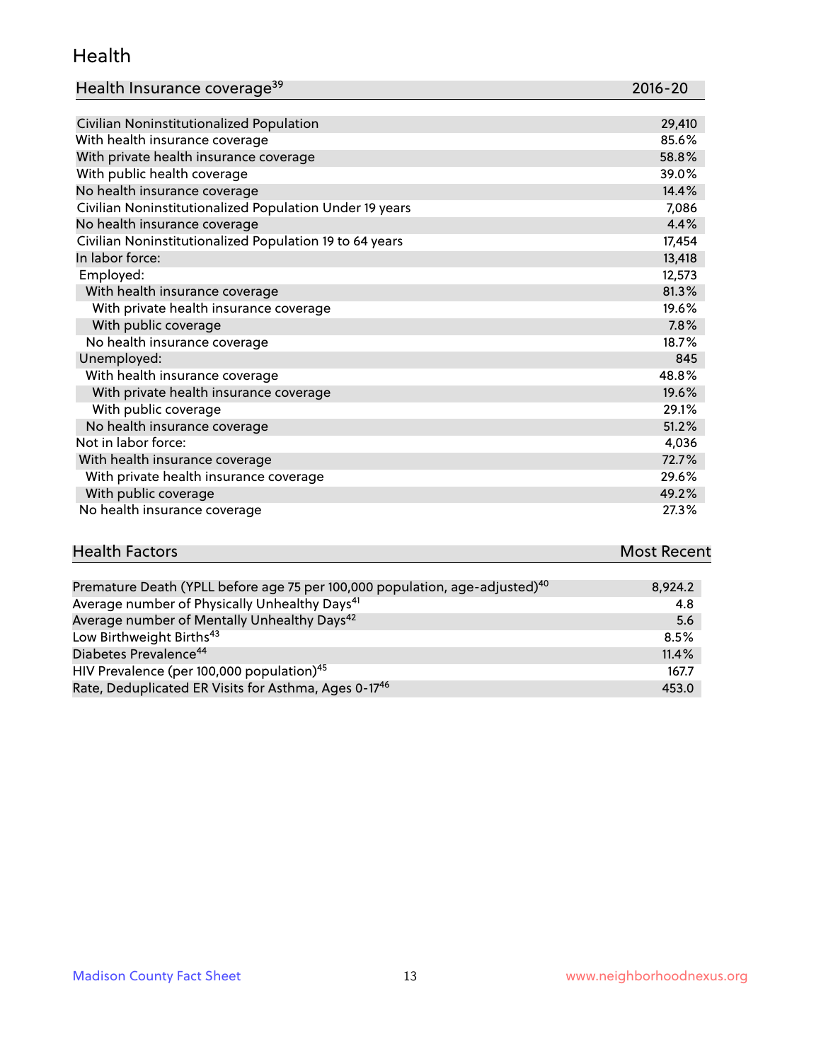## Health

| Health Insurance coverage[39] | 2016-20 |
|---|---|
| Civilian Noninstitutionalized Population | 29,410 |
| With health insurance coverage | 85.6% |
| With private health insurance coverage | 58.8% |
| With public health coverage | 39.0% |
| No health insurance coverage | 14.4% |
| Civilian Noninstitutionalized Population Under 19 years | 7,086 |
| No health insurance coverage | 4.4% |
| Civilian Noninstitutionalized Population 19 to 64 years | 17,454 |
| In labor force: | 13,418 |
| Employed: | 12,573 |
| With health insurance coverage | 81.3% |
| With private health insurance coverage | 19.6% |
| With public coverage | 7.8% |
| No health insurance coverage | 18.7% |
| Unemployed: | 845 |
| With health insurance coverage | 48.8% |
| With private health insurance coverage | 19.6% |
| With public coverage | 29.1% |
| No health insurance coverage | 51.2% |
| Not in labor force: | 4,036 |
| With health insurance coverage | 72.7% |
| With private health insurance coverage | 29.6% |
| With public coverage | 49.2% |
| No health insurance coverage | 27.3% |

| Health Factors | Most Recent |
|---|---|
| Premature Death (YPLL before age 75 per 100,000 population, age-adjusted)[40] | 8,924.2 |
| Average number of Physically Unhealthy Days[41] | 4.8 |
| Average number of Mentally Unhealthy Days[42] | 5.6 |
| Low Birthweight Births[43] | 8.5% |
| Diabetes Prevalence[44] | 11.4% |
| HIV Prevalence (per 100,000 population)[45] | 167.7 |
| Rate, Deduplicated ER Visits for Asthma, Ages 0-17[46] | 453.0 |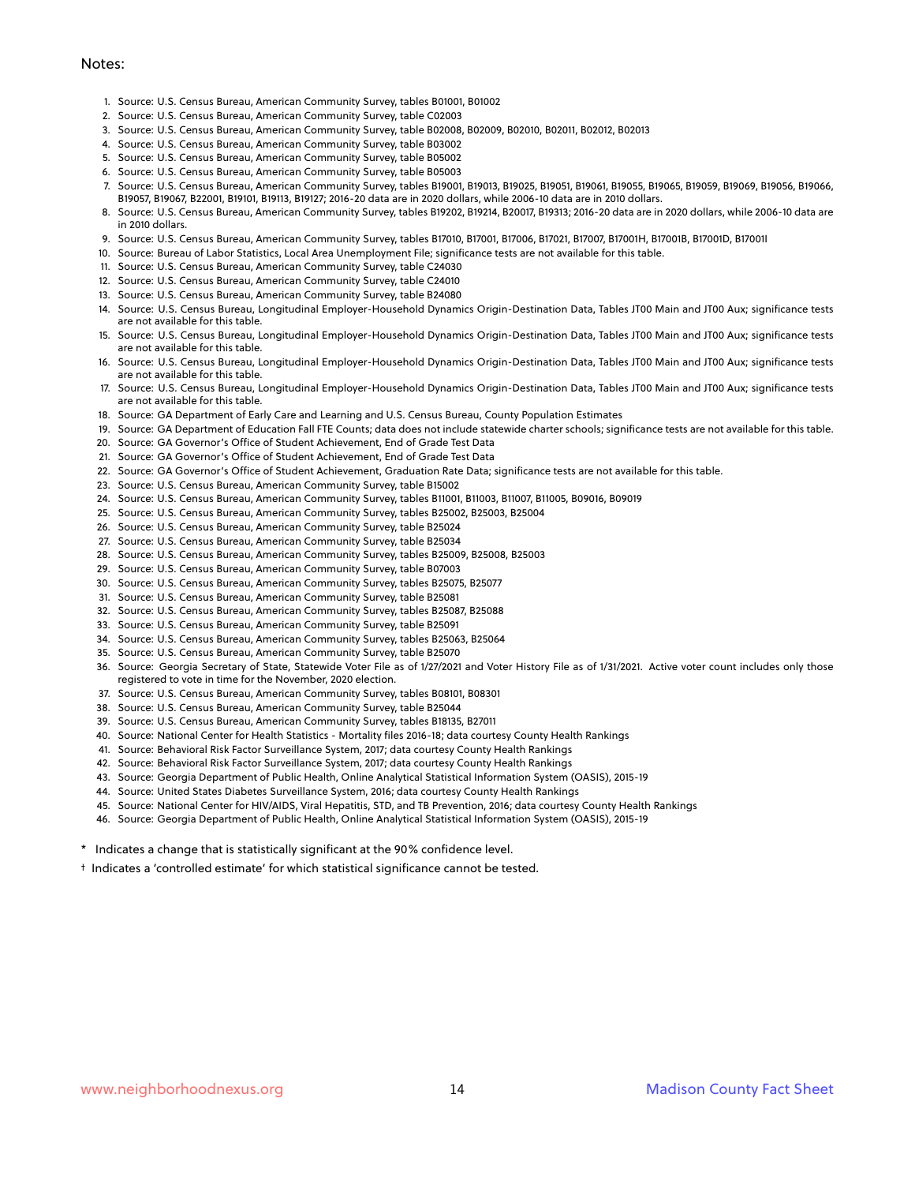Notes:

1. Source: U.S. Census Bureau, American Community Survey, tables B01001, B01002
2. Source: U.S. Census Bureau, American Community Survey, table C02003
3. Source: U.S. Census Bureau, American Community Survey, table B02008, B02009, B02010, B02011, B02012, B02013
4. Source: U.S. Census Bureau, American Community Survey, table B03002
5. Source: U.S. Census Bureau, American Community Survey, table B05002
6. Source: U.S. Census Bureau, American Community Survey, table B05003
7. Source: U.S. Census Bureau, American Community Survey, tables B19001, B19013, B19025, B19051, B19061, B19055, B19065, B19059, B19069, B19056, B19066, B19057, B19067, B22001, B19101, B19113, B19127; 2016-20 data are in 2020 dollars, while 2006-10 data are in 2010 dollars.
8. Source: U.S. Census Bureau, American Community Survey, tables B19202, B19214, B20017, B19313; 2016-20 data are in 2020 dollars, while 2006-10 data are in 2010 dollars.
9. Source: U.S. Census Bureau, American Community Survey, tables B17010, B17001, B17006, B17021, B17007, B17001H, B17001B, B17001D, B17001I
10. Source: Bureau of Labor Statistics, Local Area Unemployment File; significance tests are not available for this table.
11. Source: U.S. Census Bureau, American Community Survey, table C24030
12. Source: U.S. Census Bureau, American Community Survey, table C24010
13. Source: U.S. Census Bureau, American Community Survey, table B24080
14. Source: U.S. Census Bureau, Longitudinal Employer-Household Dynamics Origin-Destination Data, Tables JT00 Main and JT00 Aux; significance tests are not available for this table.
15. Source: U.S. Census Bureau, Longitudinal Employer-Household Dynamics Origin-Destination Data, Tables JT00 Main and JT00 Aux; significance tests are not available for this table.
16. Source: U.S. Census Bureau, Longitudinal Employer-Household Dynamics Origin-Destination Data, Tables JT00 Main and JT00 Aux; significance tests are not available for this table.
17. Source: U.S. Census Bureau, Longitudinal Employer-Household Dynamics Origin-Destination Data, Tables JT00 Main and JT00 Aux; significance tests are not available for this table.
18. Source: GA Department of Early Care and Learning and U.S. Census Bureau, County Population Estimates
19. Source: GA Department of Education Fall FTE Counts; data does not include statewide charter schools; significance tests are not available for this table.
20. Source: GA Governor's Office of Student Achievement, End of Grade Test Data
21. Source: GA Governor's Office of Student Achievement, End of Grade Test Data
22. Source: GA Governor's Office of Student Achievement, Graduation Rate Data; significance tests are not available for this table.
23. Source: U.S. Census Bureau, American Community Survey, table B15002
24. Source: U.S. Census Bureau, American Community Survey, tables B11001, B11003, B11007, B11005, B09016, B09019
25. Source: U.S. Census Bureau, American Community Survey, tables B25002, B25003, B25004
26. Source: U.S. Census Bureau, American Community Survey, table B25024
27. Source: U.S. Census Bureau, American Community Survey, table B25034
28. Source: U.S. Census Bureau, American Community Survey, tables B25009, B25008, B25003
29. Source: U.S. Census Bureau, American Community Survey, table B07003
30. Source: U.S. Census Bureau, American Community Survey, tables B25075, B25077
31. Source: U.S. Census Bureau, American Community Survey, table B25081
32. Source: U.S. Census Bureau, American Community Survey, tables B25087, B25088
33. Source: U.S. Census Bureau, American Community Survey, table B25091
34. Source: U.S. Census Bureau, American Community Survey, tables B25063, B25064
35. Source: U.S. Census Bureau, American Community Survey, table B25070
36. Source: Georgia Secretary of State, Statewide Voter File as of 1/27/2021 and Voter History File as of 1/31/2021. Active voter count includes only those registered to vote in time for the November, 2020 election.
37. Source: U.S. Census Bureau, American Community Survey, tables B08101, B08301
38. Source: U.S. Census Bureau, American Community Survey, table B25044
39. Source: U.S. Census Bureau, American Community Survey, tables B18135, B27011
40. Source: National Center for Health Statistics - Mortality files 2016-18; data courtesy County Health Rankings
41. Source: Behavioral Risk Factor Surveillance System, 2017; data courtesy County Health Rankings
42. Source: Behavioral Risk Factor Surveillance System, 2017; data courtesy County Health Rankings
43. Source: Georgia Department of Public Health, Online Analytical Statistical Information System (OASIS), 2015-19
44. Source: United States Diabetes Surveillance System, 2016; data courtesy County Health Rankings
45. Source: National Center for HIV/AIDS, Viral Hepatitis, STD, and TB Prevention, 2016; data courtesy County Health Rankings
46. Source: Georgia Department of Public Health, Online Analytical Statistical Information System (OASIS), 2015-19

\* Indicates a change that is statistically significant at the 90% confidence level.

† Indicates a 'controlled estimate' for which statistical significance cannot be tested.